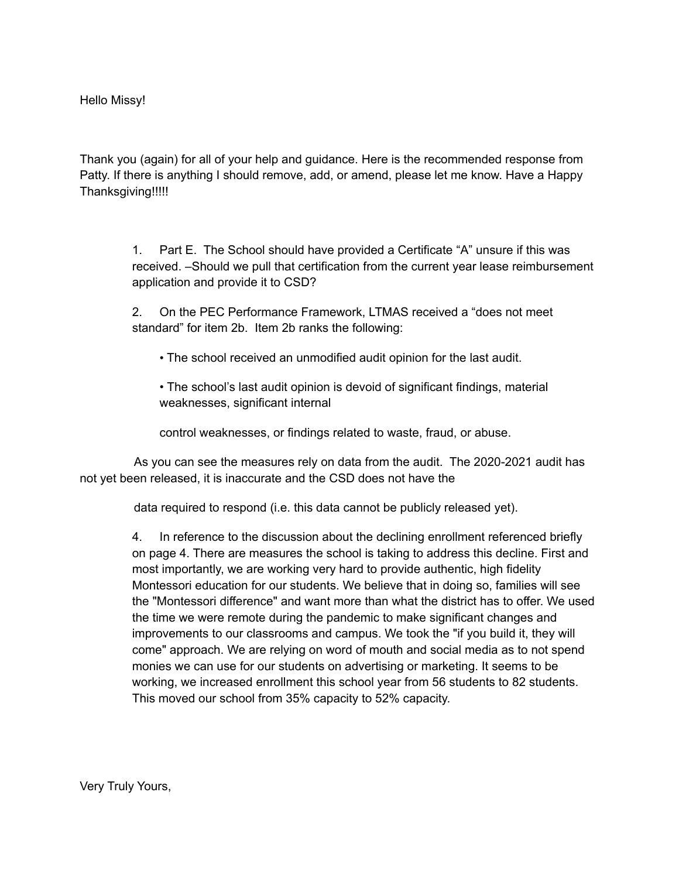Hello Missy!

Thank you (again) for all of your help and guidance. Here is the recommended response from Patty. If there is anything I should remove, add, or amend, please let me know. Have a Happy Thanksgiving!!!!!

1. Part E. The School should have provided a Certificate "A" unsure if this was received. –Should we pull that certification from the current year lease reimbursement application and provide it to CSD?

2. On the PEC Performance Framework, LTMAS received a "does not meet standard" for item 2b. Item 2b ranks the following:

   • The school received an unmodified audit opinion for the last audit.

   • The school's last audit opinion is devoid of significant findings, material weaknesses, significant internal

   control weaknesses, or findings related to waste, fraud, or abuse.

   As you can see the measures rely on data from the audit. The 2020-2021 audit has not yet been released, it is inaccurate and the CSD does not have the

   data required to respond (i.e. this data cannot be publicly released yet).

4. In reference to the discussion about the declining enrollment referenced briefly on page 4. There are measures the school is taking to address this decline. First and most importantly, we are working very hard to provide authentic, high fidelity Montessori education for our students. We believe that in doing so, families will see the "Montessori difference" and want more than what the district has to offer. We used the time we were remote during the pandemic to make significant changes and improvements to our classrooms and campus. We took the "if you build it, they will come" approach. We are relying on word of mouth and social media as to not spend monies we can use for our students on advertising or marketing. It seems to be working, we increased enrollment this school year from 56 students to 82 students. This moved our school from 35% capacity to 52% capacity.

Very Truly Yours,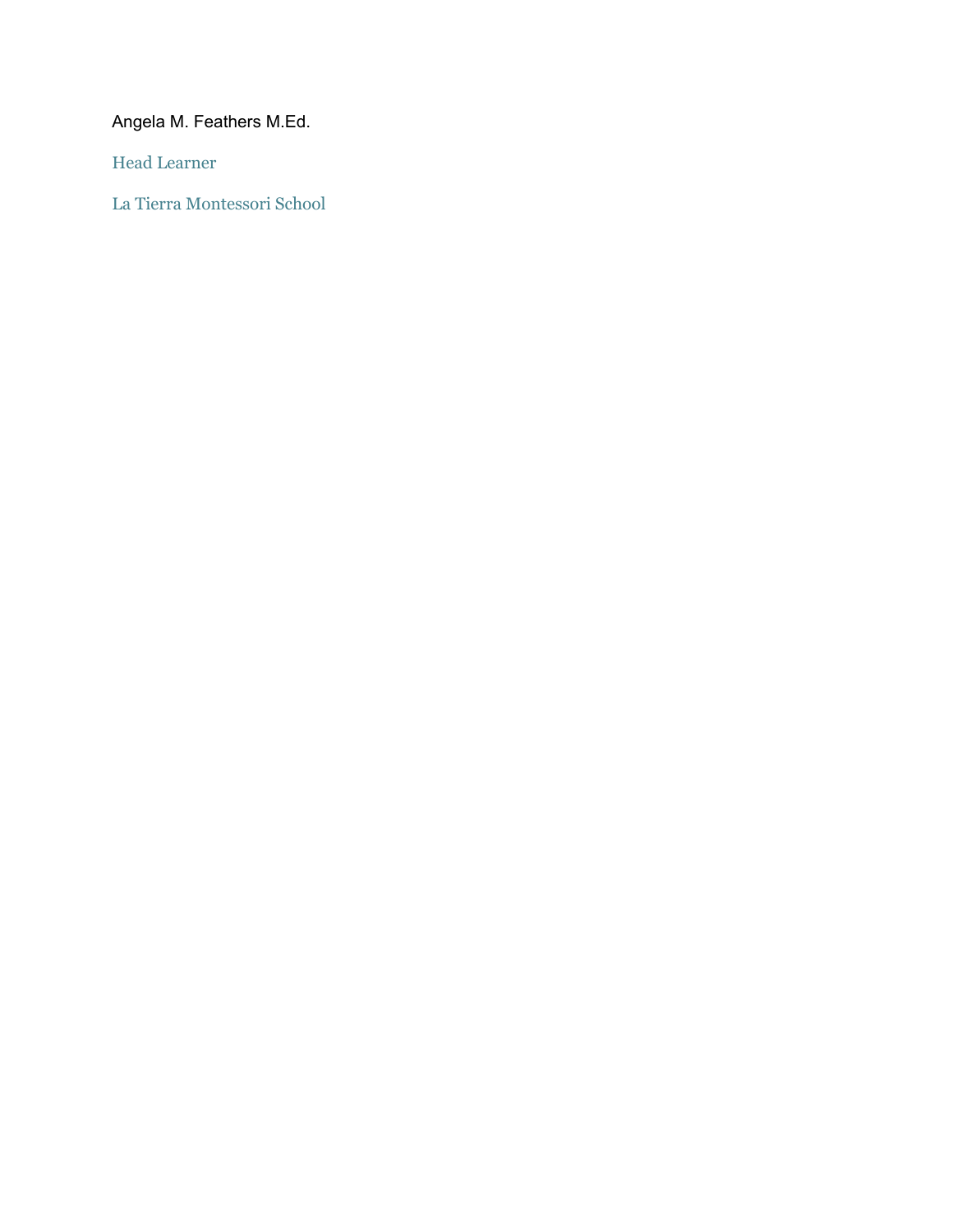Angela M. Feathers M.Ed.

Head Learner

La Tierra Montessori School